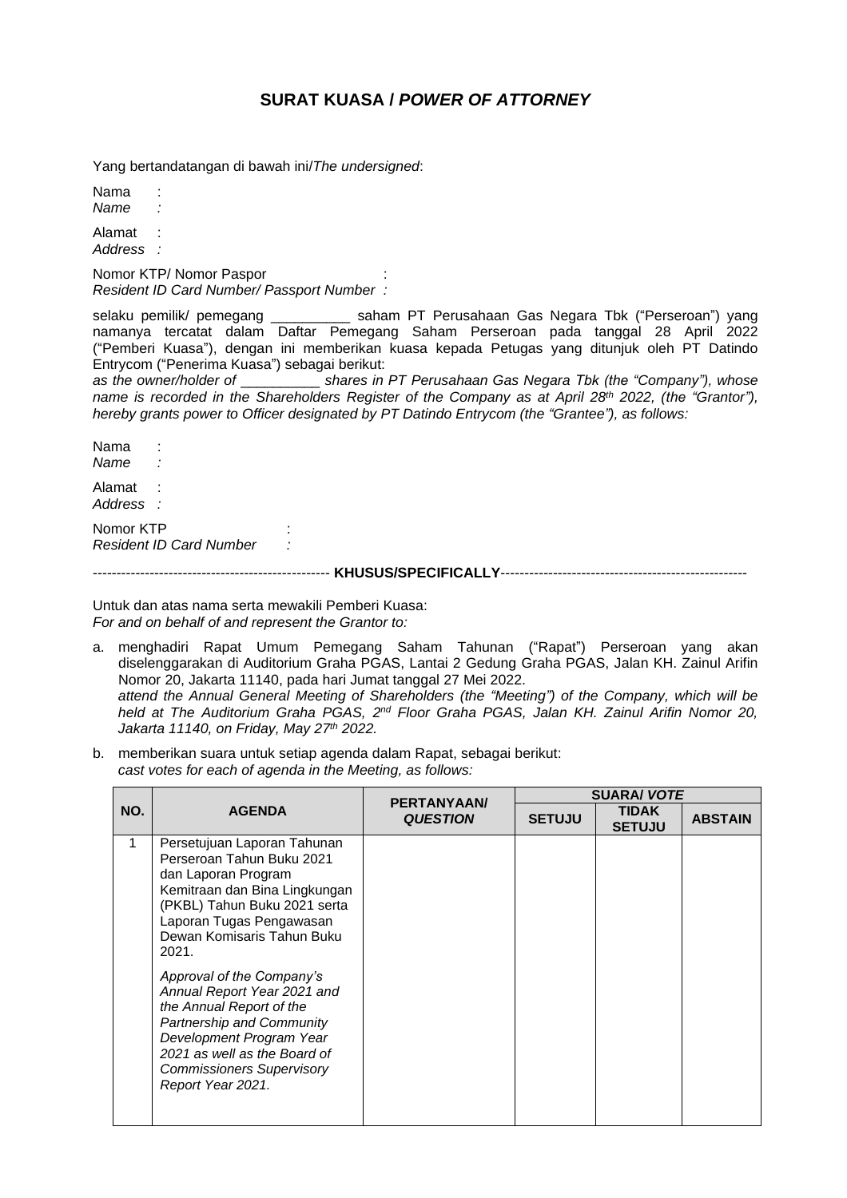# SURAT KUASA / *POWER OF ATTORNEY*

Yang bertandatangan di bawah ini/*The undersigned*:

Nama :
*Name :*

Alamat :
*Address :*

Nomor KTP/ Nomor Paspor :
*Resident ID Card Number/ Passport Number :*

selaku pemilik/ pemegang __________ saham PT Perusahaan Gas Negara Tbk ("Perseroan") yang namanya tercatat dalam Daftar Pemegang Saham Perseroan pada tanggal 28 April 2022 ("Pemberi Kuasa"), dengan ini memberikan kuasa kepada Petugas yang ditunjuk oleh PT Datindo Entrycom ("Penerima Kuasa") sebagai berikut:
*as the owner/holder of __________ shares in PT Perusahaan Gas Negara Tbk (the "Company"), whose name is recorded in the Shareholders Register of the Company as at April 28th 2022, (the "Grantor"), hereby grants power to Officer designated by PT Datindo Entrycom (the "Grantee"), as follows:*

Nama :
*Name :*

Alamat :
*Address :*

Nomor KTP :
*Resident ID Card Number :*

-------------------------------------------------- **KHUSUS/SPECIFICALLY**----------------------------------------------------

Untuk dan atas nama serta mewakili Pemberi Kuasa:
*For and on behalf of and represent the Grantor to:*

a. menghadiri Rapat Umum Pemegang Saham Tahunan ("Rapat") Perseroan yang akan diselenggarakan di Auditorium Graha PGAS, Lantai 2 Gedung Graha PGAS, Jalan KH. Zainul Arifin Nomor 20, Jakarta 11140, pada hari Jumat tanggal 27 Mei 2022.
*attend the Annual General Meeting of Shareholders (the "Meeting") of the Company, which will be held at The Auditorium Graha PGAS, 2nd Floor Graha PGAS, Jalan KH. Zainul Arifin Nomor 20, Jakarta 11140, on Friday, May 27th 2022.*

b. memberikan suara untuk setiap agenda dalam Rapat, sebagai berikut:
*cast votes for each of agenda in the Meeting, as follows:*

| NO. | AGENDA | PERTANYAAN/ *QUESTION* | SUARA/ *VOTE* | | |
|---|---|---|---|---|---|
| | | | SETUJU | TIDAK SETUJU | ABSTAIN |
| 1 | Persetujuan Laporan Tahunan Perseroan Tahun Buku 2021 dan Laporan Program Kemitraan dan Bina Lingkungan (PKBL) Tahun Buku 2021 serta Laporan Tugas Pengawasan Dewan Komisaris Tahun Buku 2021.<br><br>*Approval of the Company's Annual Report Year 2021 and the Annual Report of the Partnership and Community Development Program Year 2021 as well as the Board of Commissioners Supervisory Report Year 2021.* | | | | |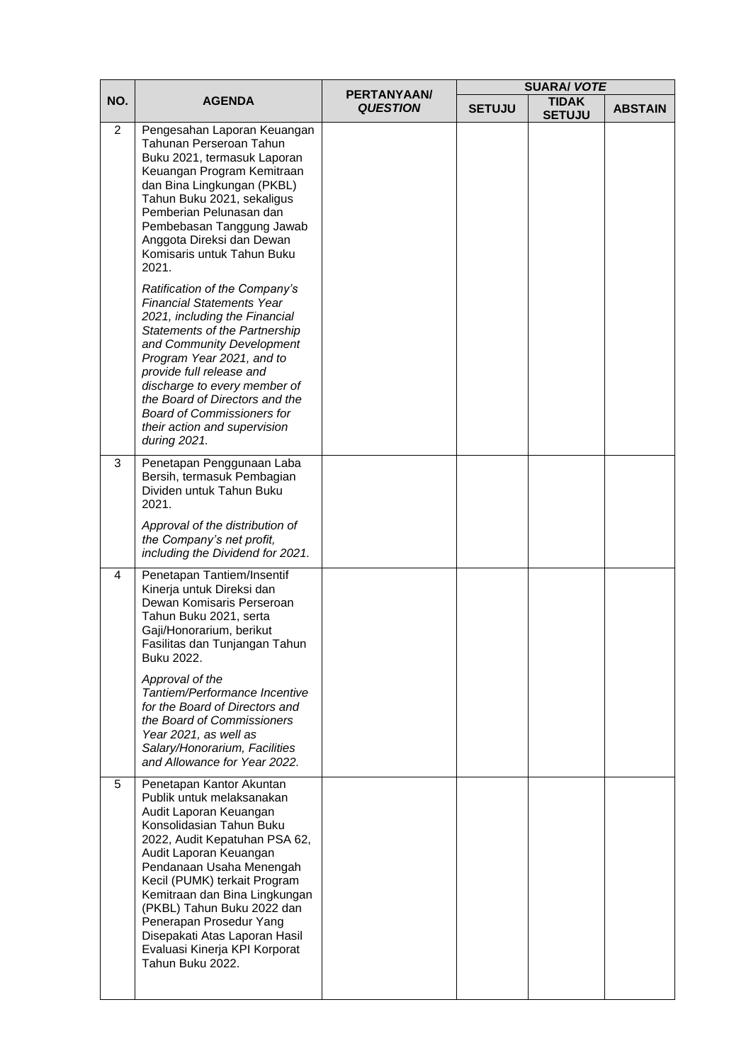| NO. | AGENDA | PERTANYAAN/ *QUESTION* | SUARA/ *VOTE* | | |
|---|---|---|---|---|---|
| | | | SETUJU | TIDAK SETUJU | ABSTAIN |
| 2 | Pengesahan Laporan Keuangan Tahunan Perseroan Tahun Buku 2021, termasuk Laporan Keuangan Program Kemitraan dan Bina Lingkungan (PKBL) Tahun Buku 2021, sekaligus Pemberian Pelunasan dan Pembebasan Tanggung Jawab Anggota Direksi dan Dewan Komisaris untuk Tahun Buku 2021.<br><br>*Ratification of the Company's Financial Statements Year 2021, including the Financial Statements of the Partnership and Community Development Program Year 2021, and to provide full release and discharge to every member of the Board of Directors and the Board of Commissioners for their action and supervision during 2021.* | | | | |
| 3 | Penetapan Penggunaan Laba Bersih, termasuk Pembagian Dividen untuk Tahun Buku 2021.<br><br>*Approval of the distribution of the Company's net profit, including the Dividend for 2021.* | | | | |
| 4 | Penetapan Tantiem/Insentif Kinerja untuk Direksi dan Dewan Komisaris Perseroan Tahun Buku 2021, serta Gaji/Honorarium, berikut Fasilitas dan Tunjangan Tahun Buku 2022.<br><br>*Approval of the Tantiem/Performance Incentive for the Board of Directors and the Board of Commissioners Year 2021, as well as Salary/Honorarium, Facilities and Allowance for Year 2022.* | | | | |
| 5 | Penetapan Kantor Akuntan Publik untuk melaksanakan Audit Laporan Keuangan Konsolidasian Tahun Buku 2022, Audit Kepatuhan PSA 62, Audit Laporan Keuangan Pendanaan Usaha Menengah Kecil (PUMK) terkait Program Kemitraan dan Bina Lingkungan (PKBL) Tahun Buku 2022 dan Penerapan Prosedur Yang Disepakati Atas Laporan Hasil Evaluasi Kinerja KPI Korporat Tahun Buku 2022. | | | | |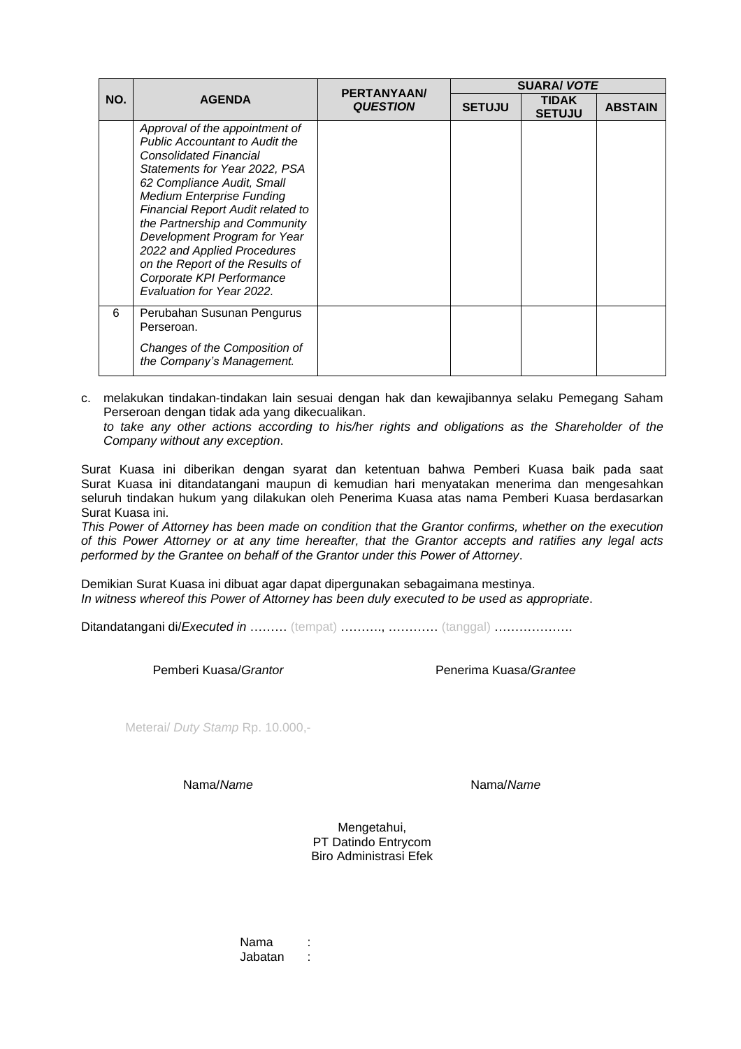| NO. | AGENDA | PERTANYAAN/ *QUESTION* | SUARA/ *VOTE* | | |
|---|---|---|---|---|---|
| | | | **SETUJU** | **TIDAK SETUJU** | **ABSTAIN** |
| | *Approval of the appointment of Public Accountant to Audit the Consolidated Financial Statements for Year 2022, PSA 62 Compliance Audit, Small Medium Enterprise Funding Financial Report Audit related to the Partnership and Community Development Program for Year 2022 and Applied Procedures on the Report of the Results of Corporate KPI Performance Evaluation for Year 2022.* | | | | |
| 6 | Perubahan Susunan Pengurus Perseroan. *Changes of the Composition of the Company's Management.* | | | | |

c. melakukan tindakan-tindakan lain sesuai dengan hak dan kewajibannya selaku Pemegang Saham Perseroan dengan tidak ada yang dikecualikan.
*to take any other actions according to his/her rights and obligations as the Shareholder of the Company without any exception*.

Surat Kuasa ini diberikan dengan syarat dan ketentuan bahwa Pemberi Kuasa baik pada saat Surat Kuasa ini ditandatangani maupun di kemudian hari menyatakan menerima dan mengesahkan seluruh tindakan hukum yang dilakukan oleh Penerima Kuasa atas nama Pemberi Kuasa berdasarkan Surat Kuasa ini.
*This Power of Attorney has been made on condition that the Grantor confirms, whether on the execution of this Power Attorney or at any time hereafter, that the Grantor accepts and ratifies any legal acts performed by the Grantee on behalf of the Grantor under this Power of Attorney*.

Demikian Surat Kuasa ini dibuat agar dapat dipergunakan sebagaimana mestinya.
*In witness whereof this Power of Attorney has been duly executed to be used as appropriate*.

Ditandatangani di/*Executed in* ……… (tempat) ………., ………… (tanggal) ……………….

Pemberi Kuasa/*Grantor*

Penerima Kuasa/*Grantee*

Meterai/ *Duty Stamp* Rp. 10.000,-

Nama/*Name*

Nama/*Name*

Mengetahui,
PT Datindo Entrycom
Biro Administrasi Efek

Nama :
Jabatan :